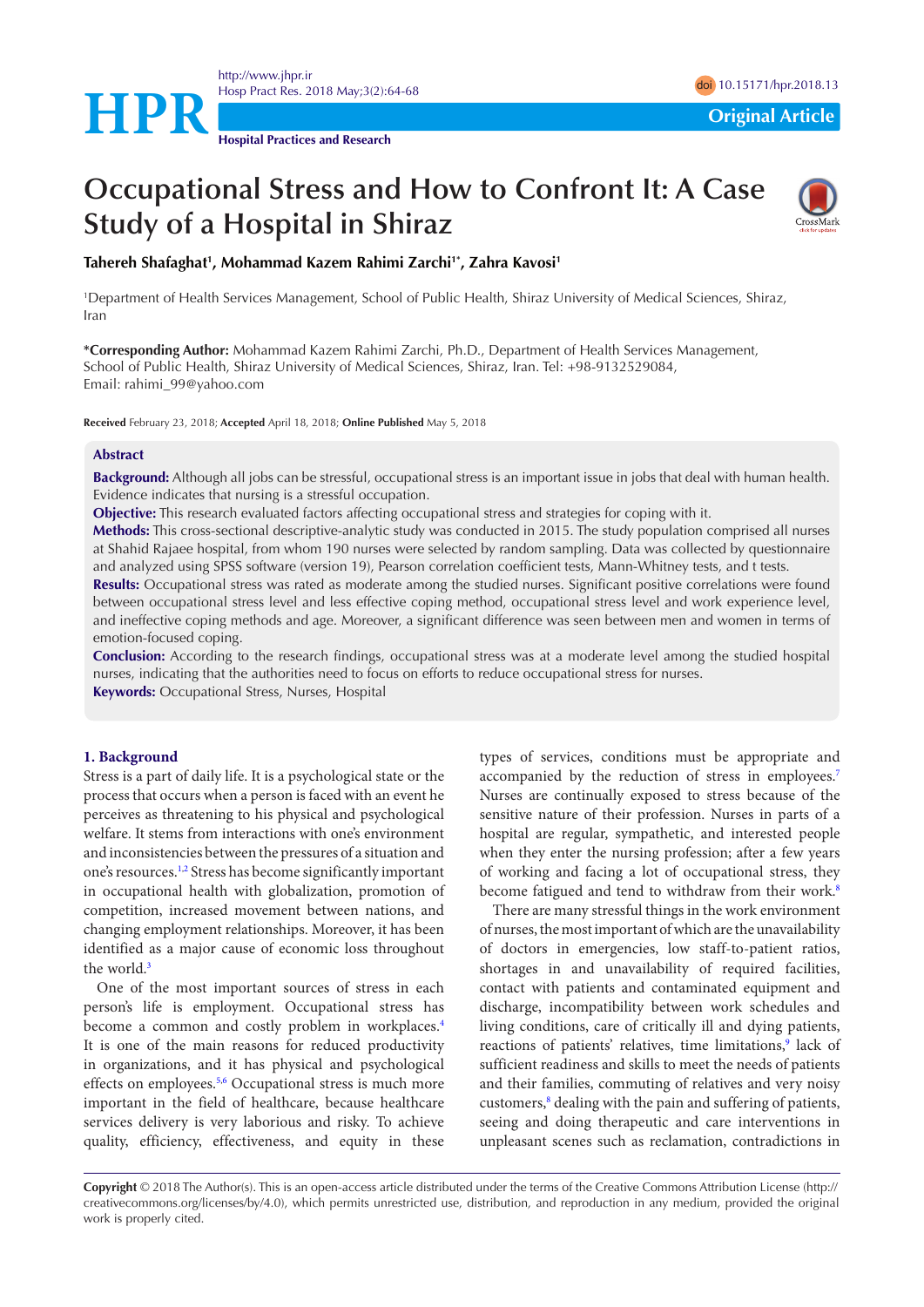Original Article

# Occupational Stress and How to Confront It: A Case Study of a Hospital in Shiraz

**Tahereh Shafaghat[1], Mohammad Kazem Rahimi Zarchi[1*], Zahra Kavosi[1]**

[1]Department of Health Services Management, School of Public Health, Shiraz University of Medical Sciences, Shiraz, Iran

***Corresponding Author:** Mohammad Kazem Rahimi Zarchi, Ph.D., Department of Health Services Management, School of Public Health, Shiraz University of Medical Sciences, Shiraz, Iran. Tel: +98-9132529084, Email: rahimi_99@yahoo.com

**Received** February 23, 2018; **Accepted** April 18, 2018; **Online Published** May 5, 2018

## Abstract

**Background:** Although all jobs can be stressful, occupational stress is an important issue in jobs that deal with human health. Evidence indicates that nursing is a stressful occupation.

**Objective:** This research evaluated factors affecting occupational stress and strategies for coping with it.

**Methods:** This cross-sectional descriptive-analytic study was conducted in 2015. The study population comprised all nurses at Shahid Rajaee hospital, from whom 190 nurses were selected by random sampling. Data was collected by questionnaire and analyzed using SPSS software (version 19), Pearson correlation coefficient tests, Mann-Whitney tests, and t tests.

**Results:** Occupational stress was rated as moderate among the studied nurses. Significant positive correlations were found between occupational stress level and less effective coping method, occupational stress level and work experience level, and ineffective coping methods and age. Moreover, a significant difference was seen between men and women in terms of emotion-focused coping.

**Conclusion:** According to the research findings, occupational stress was at a moderate level among the studied hospital nurses, indicating that the authorities need to focus on efforts to reduce occupational stress for nurses.

**Keywords:** Occupational Stress, Nurses, Hospital

## 1. Background

Stress is a part of daily life. It is a psychological state or the process that occurs when a person is faced with an event he perceives as threatening to his physical and psychological welfare. It stems from interactions with one's environment and inconsistencies between the pressures of a situation and one's resources.[1,2] Stress has become significantly important in occupational health with globalization, promotion of competition, increased movement between nations, and changing employment relationships. Moreover, it has been identified as a major cause of economic loss throughout the world.[3]

One of the most important sources of stress in each person's life is employment. Occupational stress has become a common and costly problem in workplaces.[4] It is one of the main reasons for reduced productivity in organizations, and it has physical and psychological effects on employees.[5,6] Occupational stress is much more important in the field of healthcare, because healthcare services delivery is very laborious and risky. To achieve quality, efficiency, effectiveness, and equity in these types of services, conditions must be appropriate and accompanied by the reduction of stress in employees.[7] Nurses are continually exposed to stress because of the sensitive nature of their profession. Nurses in parts of a hospital are regular, sympathetic, and interested people when they enter the nursing profession; after a few years of working and facing a lot of occupational stress, they become fatigued and tend to withdraw from their work.[8]

There are many stressful things in the work environment of nurses, the most important of which are the unavailability of doctors in emergencies, low staff-to-patient ratios, shortages in and unavailability of required facilities, contact with patients and contaminated equipment and discharge, incompatibility between work schedules and living conditions, care of critically ill and dying patients, reactions of patients' relatives, time limitations,[9] lack of sufficient readiness and skills to meet the needs of patients and their families, commuting of relatives and very noisy customers,[8] dealing with the pain and suffering of patients, seeing and doing therapeutic and care interventions in unpleasant scenes such as reclamation, contradictions in

**Copyright** © 2018 The Author(s). This is an open-access article distributed under the terms of the Creative Commons Attribution License (http://creativecommons.org/licenses/by/4.0), which permits unrestricted use, distribution, and reproduction in any medium, provided the original work is properly cited.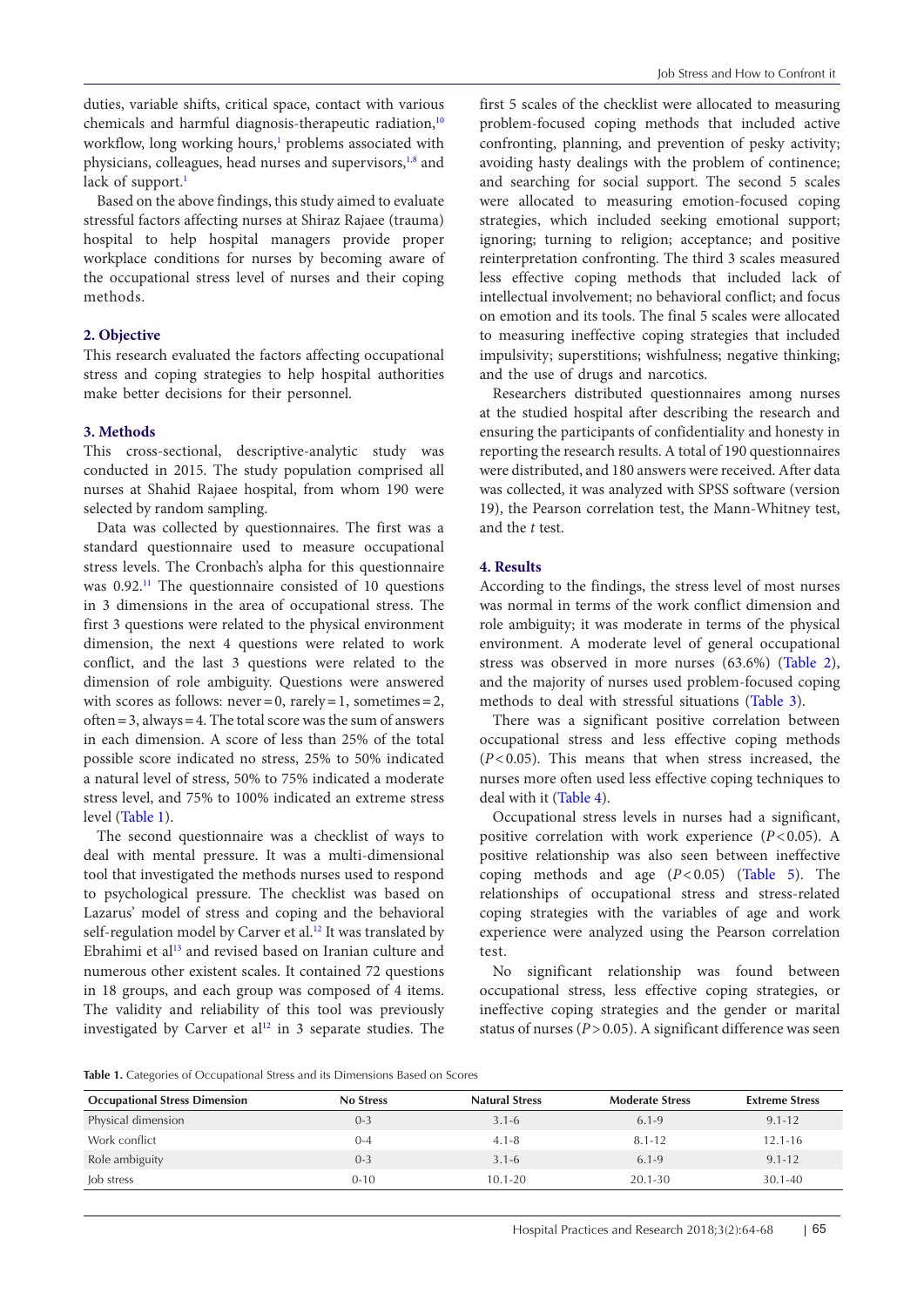duties, variable shifts, critical space, contact with various chemicals and harmful diagnosis-therapeutic radiation,[10] workflow, long working hours,[1] problems associated with physicians, colleagues, head nurses and supervisors,[1,8] and lack of support.[1]

Based on the above findings, this study aimed to evaluate stressful factors affecting nurses at Shiraz Rajaee (trauma) hospital to help hospital managers provide proper workplace conditions for nurses by becoming aware of the occupational stress level of nurses and their coping methods.

## 2. Objective

This research evaluated the factors affecting occupational stress and coping strategies to help hospital authorities make better decisions for their personnel.

## 3. Methods

This cross-sectional, descriptive-analytic study was conducted in 2015. The study population comprised all nurses at Shahid Rajaee hospital, from whom 190 were selected by random sampling.

Data was collected by questionnaires. The first was a standard questionnaire used to measure occupational stress levels. The Cronbach's alpha for this questionnaire was 0.92.[11] The questionnaire consisted of 10 questions in 3 dimensions in the area of occupational stress. The first 3 questions were related to the physical environment dimension, the next 4 questions were related to work conflict, and the last 3 questions were related to the dimension of role ambiguity. Questions were answered with scores as follows: never = 0, rarely = 1, sometimes = 2, often = 3, always = 4. The total score was the sum of answers in each dimension. A score of less than 25% of the total possible score indicated no stress, 25% to 50% indicated a natural level of stress, 50% to 75% indicated a moderate stress level, and 75% to 100% indicated an extreme stress level (Table 1).

The second questionnaire was a checklist of ways to deal with mental pressure. It was a multi-dimensional tool that investigated the methods nurses used to respond to psychological pressure. The checklist was based on Lazarus' model of stress and coping and the behavioral self-regulation model by Carver et al.[12] It was translated by Ebrahimi et al[13] and revised based on Iranian culture and numerous other existent scales. It contained 72 questions in 18 groups, and each group was composed of 4 items. The validity and reliability of this tool was previously investigated by Carver et al[12] in 3 separate studies. The first 5 scales of the checklist were allocated to measuring problem-focused coping methods that included active confronting, planning, and prevention of pesky activity; avoiding hasty dealings with the problem of continence; and searching for social support. The second 5 scales were allocated to measuring emotion-focused coping strategies, which included seeking emotional support; ignoring; turning to religion; acceptance; and positive reinterpretation confronting. The third 3 scales measured less effective coping methods that included lack of intellectual involvement; no behavioral conflict; and focus on emotion and its tools. The final 5 scales were allocated to measuring ineffective coping strategies that included impulsivity; superstitions; wishfulness; negative thinking; and the use of drugs and narcotics.

Researchers distributed questionnaires among nurses at the studied hospital after describing the research and ensuring the participants of confidentiality and honesty in reporting the research results. A total of 190 questionnaires were distributed, and 180 answers were received. After data was collected, it was analyzed with SPSS software (version 19), the Pearson correlation test, the Mann-Whitney test, and the *t* test.

## 4. Results

According to the findings, the stress level of most nurses was normal in terms of the work conflict dimension and role ambiguity; it was moderate in terms of the physical environment. A moderate level of general occupational stress was observed in more nurses (63.6%) (Table 2), and the majority of nurses used problem-focused coping methods to deal with stressful situations (Table 3).

There was a significant positive correlation between occupational stress and less effective coping methods ($P < 0.05$). This means that when stress increased, the nurses more often used less effective coping techniques to deal with it (Table 4).

Occupational stress levels in nurses had a significant, positive correlation with work experience ($P < 0.05$). A positive relationship was also seen between ineffective coping methods and age ($P < 0.05$) (Table 5). The relationships of occupational stress and stress-related coping strategies with the variables of age and work experience were analyzed using the Pearson correlation test.

No significant relationship was found between occupational stress, less effective coping strategies, or ineffective coping strategies and the gender or marital status of nurses ($P > 0.05$). A significant difference was seen

**Table 1.** Categories of Occupational Stress and its Dimensions Based on Scores

| Occupational Stress Dimension | No Stress | Natural Stress | Moderate Stress | Extreme Stress |
|---|---|---|---|---|
| Physical dimension | 0-3 | 3.1-6 | 6.1-9 | 9.1-12 |
| Work conflict | 0-4 | 4.1-8 | 8.1-12 | 12.1-16 |
| Role ambiguity | 0-3 | 3.1-6 | 6.1-9 | 9.1-12 |
| Job stress | 0-10 | 10.1-20 | 20.1-30 | 30.1-40 |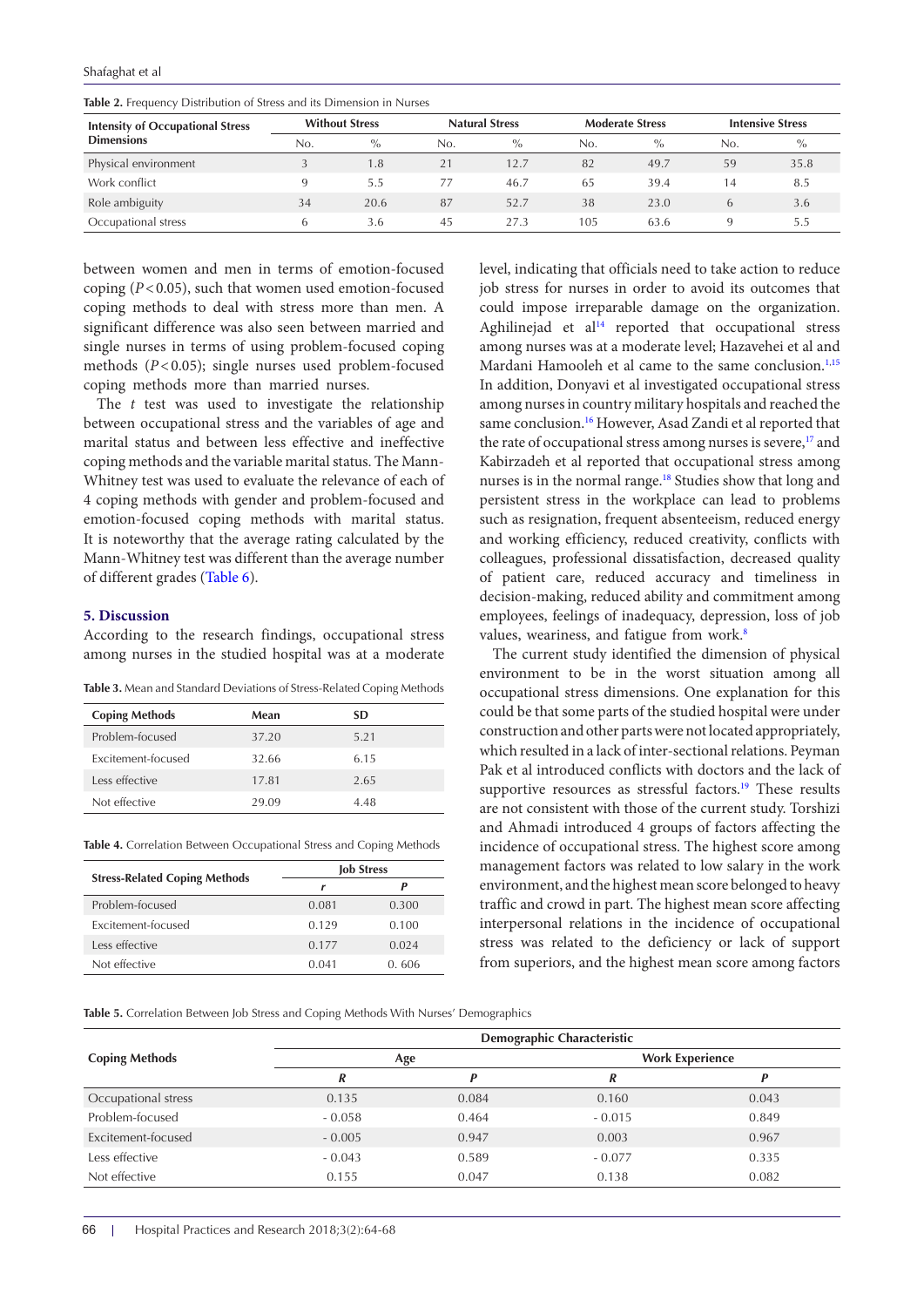**Table 2.** Frequency Distribution of Stress and its Dimension in Nurses

| Intensity of Occupational Stress Dimensions | Without Stress | | Natural Stress | | Moderate Stress | | Intensive Stress | |
|---|---|---|---|---|---|---|---|---|
| | No. | % | No. | % | No. | % | No. | % |
| Physical environment | 3 | 1.8 | 21 | 12.7 | 82 | 49.7 | 59 | 35.8 |
| Work conflict | 9 | 5.5 | 77 | 46.7 | 65 | 39.4 | 14 | 8.5 |
| Role ambiguity | 34 | 20.6 | 87 | 52.7 | 38 | 23.0 | 6 | 3.6 |
| Occupational stress | 6 | 3.6 | 45 | 27.3 | 105 | 63.6 | 9 | 5.5 |

between women and men in terms of emotion-focused coping ($P<0.05$), such that women used emotion-focused coping methods to deal with stress more than men. A significant difference was also seen between married and single nurses in terms of using problem-focused coping methods ($P<0.05$); single nurses used problem-focused coping methods more than married nurses.

The $t$ test was used to investigate the relationship between occupational stress and the variables of age and marital status and between less effective and ineffective coping methods and the variable marital status. The Mann-Whitney test was used to evaluate the relevance of each of 4 coping methods with gender and problem-focused and emotion-focused coping methods with marital status. It is noteworthy that the average rating calculated by the Mann-Whitney test was different than the average number of different grades (Table 6).

## 5. Discussion

According to the research findings, occupational stress among nurses in the studied hospital was at a moderate level, indicating that officials need to take action to reduce job stress for nurses in order to avoid its outcomes that could impose irreparable damage on the organization. Aghilinejad et al[14] reported that occupational stress among nurses was at a moderate level; Hazavehei et al and Mardani Hamooleh et al came to the same conclusion.[1,15] In addition, Donyavi et al investigated occupational stress among nurses in country military hospitals and reached the same conclusion.[16] However, Asad Zandi et al reported that the rate of occupational stress among nurses is severe,[17] and Kabirzadeh et al reported that occupational stress among nurses is in the normal range.[18] Studies show that long and persistent stress in the workplace can lead to problems such as resignation, frequent absenteeism, reduced energy and working efficiency, reduced creativity, conflicts with colleagues, professional dissatisfaction, decreased quality of patient care, reduced accuracy and timeliness in decision-making, reduced ability and commitment among employees, feelings of inadequacy, depression, loss of job values, weariness, and fatigue from work.[8]

The current study identified the dimension of physical environment to be in the worst situation among all occupational stress dimensions. One explanation for this could be that some parts of the studied hospital were under construction and other parts were not located appropriately, which resulted in a lack of inter-sectional relations. Peyman Pak et al introduced conflicts with doctors and the lack of supportive resources as stressful factors.[19] These results are not consistent with those of the current study. Torshizi and Ahmadi introduced 4 groups of factors affecting the incidence of occupational stress. The highest score among management factors was related to low salary in the work environment, and the highest mean score belonged to heavy traffic and crowd in part. The highest mean score affecting interpersonal relations in the incidence of occupational stress was related to the deficiency or lack of support from superiors, and the highest mean score among factors

**Table 3.** Mean and Standard Deviations of Stress-Related Coping Methods

| Coping Methods | Mean | SD |
|---|---|---|
| Problem-focused | 37.20 | 5.21 |
| Excitement-focused | 32.66 | 6.15 |
| Less effective | 17.81 | 2.65 |
| Not effective | 29.09 | 4.48 |

**Table 4.** Correlation Between Occupational Stress and Coping Methods

| Stress-Related Coping Methods | Job Stress | |
|---|---|---|
| | $r$ | $P$ |
| Problem-focused | 0.081 | 0.300 |
| Excitement-focused | 0.129 | 0.100 |
| Less effective | 0.177 | 0.024 |
| Not effective | 0.041 | 0. 606 |

**Table 5.** Correlation Between Job Stress and Coping Methods With Nurses' Demographics

| Coping Methods | Demographic Characteristic | | | |
|---|---|---|---|---|
| | Age | | Work Experience | |
| | $R$ | $P$ | $R$ | $P$ |
| Occupational stress | 0.135 | 0.084 | 0.160 | 0.043 |
| Problem-focused | - 0.058 | 0.464 | - 0.015 | 0.849 |
| Excitement-focused | - 0.005 | 0.947 | 0.003 | 0.967 |
| Less effective | - 0.043 | 0.589 | - 0.077 | 0.335 |
| Not effective | 0.155 | 0.047 | 0.138 | 0.082 |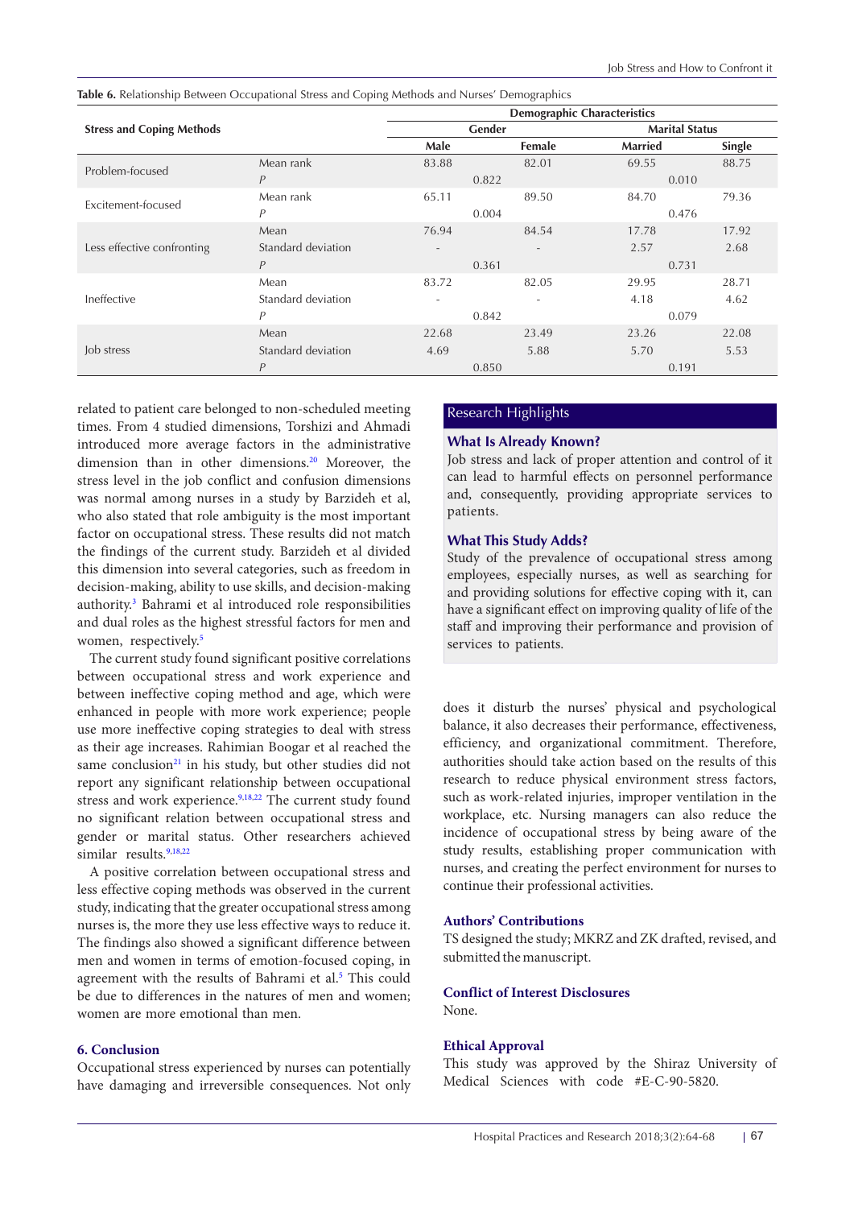**Table 6.** Relationship Between Occupational Stress and Coping Methods and Nurses' Demographics

| Stress and Coping Methods | | Demographic Characteristics | | | |
|---|---|---|---|---|---|
| | | Gender | | Marital Status | |
| | | Male | Female | Married | Single |
| Problem-focused | Mean rank | 83.88 | 82.01 | 69.55 | 88.75 |
| | *P* | 0.822 | | 0.010 | |
| Excitement-focused | Mean rank | 65.11 | 89.50 | 84.70 | 79.36 |
| | *P* | 0.004 | | 0.476 | |
| Less effective confronting | Mean | 76.94 | 84.54 | 17.78 | 17.92 |
| | Standard deviation | - | - | 2.57 | 2.68 |
| | *P* | 0.361 | | 0.731 | |
| Ineffective | Mean | 83.72 | 82.05 | 29.95 | 28.71 |
| | Standard deviation | - | - | 4.18 | 4.62 |
| | *P* | 0.842 | | 0.079 | |
| Job stress | Mean | 22.68 | 23.49 | 23.26 | 22.08 |
| | Standard deviation | 4.69 | 5.88 | 5.70 | 5.53 |
| | *P* | 0.850 | | 0.191 | |

related to patient care belonged to non-scheduled meeting times. From 4 studied dimensions, Torshizi and Ahmadi introduced more average factors in the administrative dimension than in other dimensions.[20] Moreover, the stress level in the job conflict and confusion dimensions was normal among nurses in a study by Barzideh et al, who also stated that role ambiguity is the most important factor on occupational stress. These results did not match the findings of the current study. Barzideh et al divided this dimension into several categories, such as freedom in decision-making, ability to use skills, and decision-making authority.[3] Bahrami et al introduced role responsibilities and dual roles as the highest stressful factors for men and women, respectively.[5]

The current study found significant positive correlations between occupational stress and work experience and between ineffective coping method and age, which were enhanced in people with more work experience; people use more ineffective coping strategies to deal with stress as their age increases. Rahimian Boogar et al reached the same conclusion[21] in his study, but other studies did not report any significant relationship between occupational stress and work experience.[9,18,22] The current study found no significant relation between occupational stress and gender or marital status. Other researchers achieved similar results.[9,18,22]

A positive correlation between occupational stress and less effective coping methods was observed in the current study, indicating that the greater occupational stress among nurses is, the more they use less effective ways to reduce it. The findings also showed a significant difference between men and women in terms of emotion-focused coping, in agreement with the results of Bahrami et al.[5] This could be due to differences in the natures of men and women; women are more emotional than men.

## 6. Conclusion

Occupational stress experienced by nurses can potentially have damaging and irreversible consequences. Not only does it disturb the nurses' physical and psychological balance, it also decreases their performance, effectiveness, efficiency, and organizational commitment. Therefore, authorities should take action based on the results of this research to reduce physical environment stress factors, such as work-related injuries, improper ventilation in the workplace, etc. Nursing managers can also reduce the incidence of occupational stress by being aware of the study results, establishing proper communication with nurses, and creating the perfect environment for nurses to continue their professional activities.

### Research Highlights

**What Is Already Known?**

Job stress and lack of proper attention and control of it can lead to harmful effects on personnel performance and, consequently, providing appropriate services to patients.

**What This Study Adds?**

Study of the prevalence of occupational stress among employees, especially nurses, as well as searching for and providing solutions for effective coping with it, can have a significant effect on improving quality of life of the staff and improving their performance and provision of services to patients.

### Authors' Contributions

TS designed the study; MKRZ and ZK drafted, revised, and submitted the manuscript.

### Conflict of Interest Disclosures

None.

### Ethical Approval

This study was approved by the Shiraz University of Medical Sciences with code #E-C-90-5820.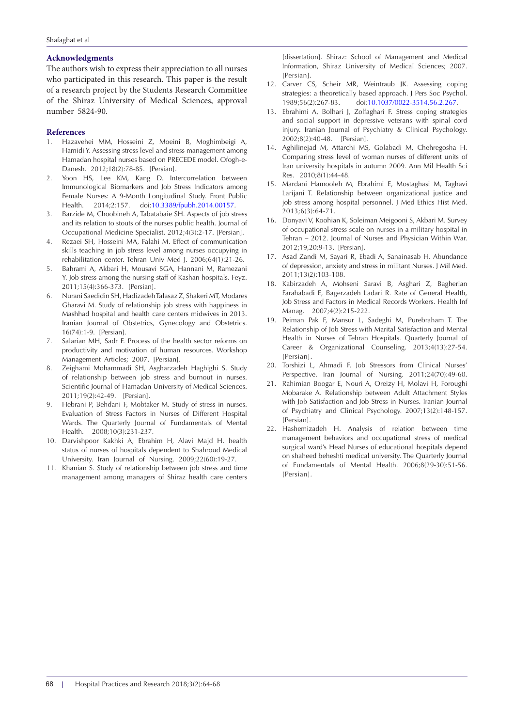## Acknowledgments

The authors wish to express their appreciation to all nurses who participated in this research. This paper is the result of a research project by the Students Research Committee of the Shiraz University of Medical Sciences, approval number 5824-90.

## References

1. Hazavehei MM, Hosseini Z, Moeini B, Moghimbeigi A, Hamidi Y. Assessing stress level and stress management among Hamadan hospital nurses based on PRECEDE model. Ofogh-e-Danesh. 2012;18(2):78-85. [Persian].
2. Yoon HS, Lee KM, Kang D. Intercorrelation between Immunological Biomarkers and Job Stress Indicators among Female Nurses: A 9-Month Longitudinal Study. Front Public Health. 2014;2:157. doi:10.3389/fpubh.2014.00157.
3. Barzide M, Choobineh A, Tabatabaie SH. Aspects of job stress and its relation to stouts of the nurses public health. Journal of Occupational Medicine Specialist. 2012;4(3):2-17. [Persian].
4. Rezaei SH, Hosseini MA, Falahi M. Effect of communication skills teaching in job stress level among nurses occupying in rehabilitation center. Tehran Univ Med J. 2006;64(1):21-26.
5. Bahrami A, Akbari H, Mousavi SGA, Hannani M, Ramezani Y. Job stress among the nursing staff of Kashan hospitals. Feyz. 2011;15(4):366-373. [Persian].
6. Nurani Saedidin SH, Hadizadeh Talasaz Z, Shakeri MT, Modares Gharavi M. Study of relationship job stress with happiness in Mashhad hospital and health care centers midwives in 2013. Iranian Journal of Obstetrics, Gynecology and Obstetrics. 16(74):1-9. [Persian].
7. Salarian MH, Sadr F. Process of the health sector reforms on productivity and motivation of human resources. Workshop Management Articles; 2007. [Persian].
8. Zeighami Mohammadi SH, Asgharzadeh Haghighi S. Study of relationship between job stress and burnout in nurses. Scientific Journal of Hamadan University of Medical Sciences. 2011;19(2):42-49. [Persian].
9. Hebrani P, Behdani F, Mobtaker M. Study of stress in nurses. Evaluation of Stress Factors in Nurses of Different Hospital Wards. The Quarterly Journal of Fundamentals of Mental Health. 2008;10(3):231-237.
10. Darvishpoor Kakhki A, Ebrahim H, Alavi Majd H. health status of nurses of hospitals dependent to Shahroud Medical University. Iran Journal of Nursing. 2009;22(60):19-27.
11. Khanian S. Study of relationship between job stress and time management among managers of Shiraz health care centers [dissertation]. Shiraz: School of Management and Medical Information, Shiraz University of Medical Sciences; 2007. [Persian].
12. Carver CS, Scheir MR, Weintraub JK. Assessing coping strategies: a theoretically based approach. J Pers Soc Psychol. 1989;56(2):267-83. doi:10.1037/0022-3514.56.2.267.
13. Ebrahimi A, Bolhari J, Zolfaghari F. Stress coping strategies and social support in depressive veterans with spinal cord injury. Iranian Journal of Psychiatry & Clinical Psychology. 2002;8(2):40-48. [Persian].
14. Aghilinejad M, Attarchi MS, Golabadi M, Chehregosha H. Comparing stress level of woman nurses of different units of Iran university hospitals in autumn 2009. Ann Mil Health Sci Res. 2010;8(1):44-48.
15. Mardani Hamooleh M, Ebrahimi E, Mostaghasi M, Taghavi Larijani T. Relationship between organizational justice and job stress among hospital personnel. J Med Ethics Hist Med. 2013;6(3):64-71.
16. Donyavi V, Koohian K, Soleiman Meigooni S, Akbari M. Survey of occupational stress scale on nurses in a military hospital in Tehran – 2012. Journal of Nurses and Physician Within War. 2012;19,20:9-13. [Persian].
17. Asad Zandi M, Sayari R, Ebadi A, Sanainasab H. Abundance of depression, anxiety and stress in militant Nurses. J Mil Med. 2011;13(2):103-108.
18. Kabirzadeh A, Mohseni Saravi B, Asghari Z, Bagherian Farahabadi E, Bagerzadeh Ladari R. Rate of General Health, Job Stress and Factors in Medical Records Workers. Health Inf Manag. 2007;4(2):215-222.
19. Peiman Pak F, Mansur L, Sadeghi M, Purebraham T. The Relationship of Job Stress with Marital Satisfaction and Mental Health in Nurses of Tehran Hospitals. Quarterly Journal of Career & Organizational Counseling. 2013;4(13):27-54. [Persian].
20. Torshizi L, Ahmadi F. Job Stressors from Clinical Nurses' Perspective. Iran Journal of Nursing. 2011;24(70):49-60.
21. Rahimian Boogar E, Nouri A, Oreizy H, Molavi H, Foroughi Mobarake A. Relationship between Adult Attachment Styles with Job Satisfaction and Job Stress in Nurses. Iranian Journal of Psychiatry and Clinical Psychology. 2007;13(2):148-157. [Persian].
22. Hashemizadeh H. Analysis of relation between time management behaviors and occupational stress of medical surgical ward's Head Nurses of educational hospitals depend on shaheed beheshti medical university. The Quarterly Journal of Fundamentals of Mental Health. 2006;8(29-30):51-56. [Persian].